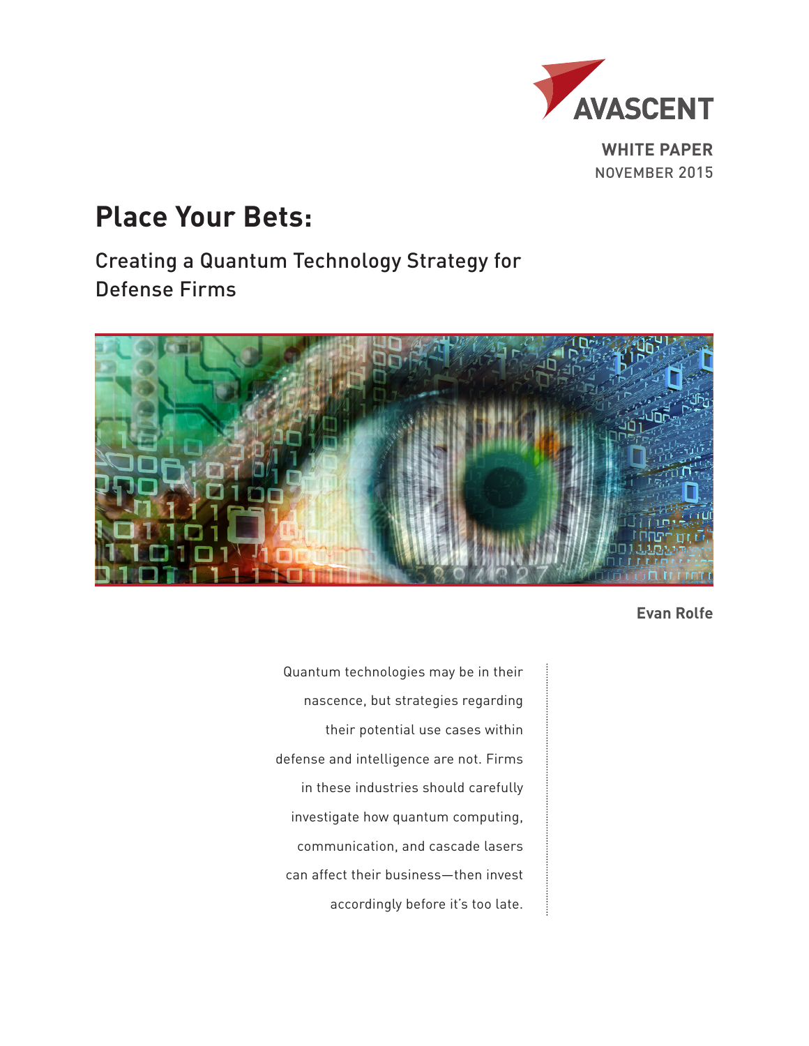AVASCENT

**WHITE PAPER**
NOVEMBER 2015

# Place Your Bets:

## Creating a Quantum Technology Strategy for Defense Firms

**Evan Rolfe**

Quantum technologies may be in their nascence, but strategies regarding their potential use cases within defense and intelligence are not. Firms in these industries should carefully investigate how quantum computing, communication, and cascade lasers can affect their business—then invest accordingly before it's too late.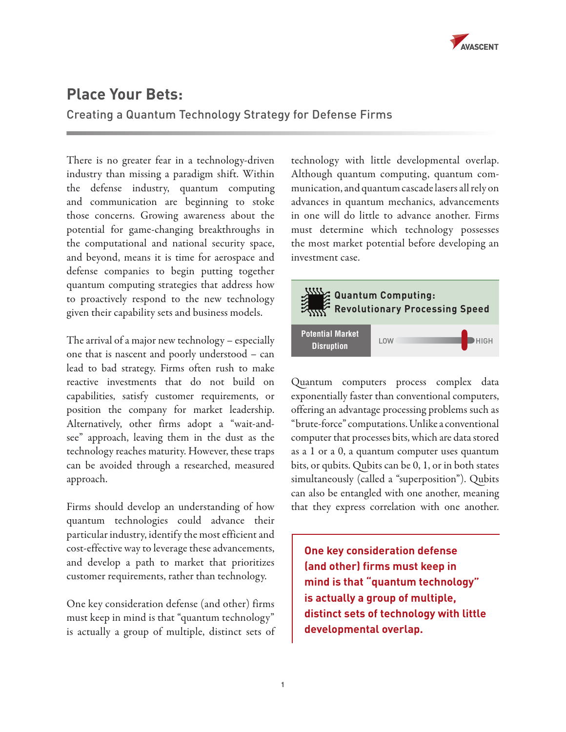# Place Your Bets:

## Creating a Quantum Technology Strategy for Defense Firms

There is no greater fear in a technology-driven industry than missing a paradigm shift. Within the defense industry, quantum computing and communication are beginning to stoke those concerns. Growing awareness about the potential for game-changing breakthroughs in the computational and national security space, and beyond, means it is time for aerospace and defense companies to begin putting together quantum computing strategies that address how to proactively respond to the new technology given their capability sets and business models.

The arrival of a major new technology – especially one that is nascent and poorly understood – can lead to bad strategy. Firms often rush to make reactive investments that do not build on capabilities, satisfy customer requirements, or position the company for market leadership. Alternatively, other firms adopt a "wait-and-see" approach, leaving them in the dust as the technology reaches maturity. However, these traps can be avoided through a researched, measured approach.

Firms should develop an understanding of how quantum technologies could advance their particular industry, identify the most efficient and cost-effective way to leverage these advancements, and develop a path to market that prioritizes customer requirements, rather than technology.

One key consideration defense (and other) firms must keep in mind is that "quantum technology" is actually a group of multiple, distinct sets of technology with little developmental overlap. Although quantum computing, quantum communication, and quantum cascade lasers all rely on advances in quantum mechanics, advancements in one will do little to advance another. Firms must determine which technology possesses the most market potential before developing an investment case.

### Quantum Computing: Revolutionary Processing Speed

**Potential Market Disruption:** LOW — HIGH (indicator near HIGH)

Quantum computers process complex data exponentially faster than conventional computers, offering an advantage processing problems such as "brute-force" computations. Unlike a conventional computer that processes bits, which are data stored as a 1 or a 0, a quantum computer uses quantum bits, or qubits. Qubits can be 0, 1, or in both states simultaneously (called a "superposition"). Qubits can also be entangled with one another, meaning that they express correlation with one another.

> **One key consideration defense (and other) firms must keep in mind is that "quantum technology" is actually a group of multiple, distinct sets of technology with little developmental overlap.**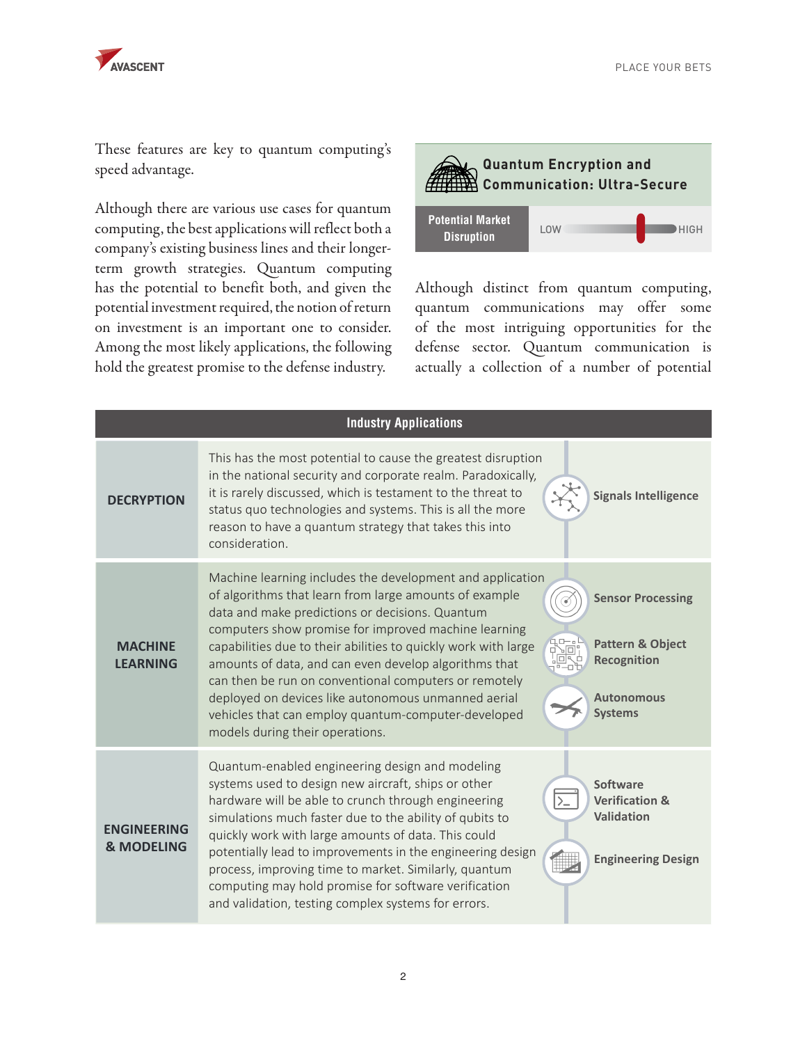These features are key to quantum computing's speed advantage.

Although there are various use cases for quantum computing, the best applications will reflect both a company's existing business lines and their longer-term growth strategies. Quantum computing has the potential to benefit both, and given the potential investment required, the notion of return on investment is an important one to consider. Among the most likely applications, the following hold the greatest promise to the defense industry.

## Quantum Encryption and Communication: Ultra-Secure

**Potential Market Disruption:** LOW — HIGH

Although distinct from quantum computing, quantum communications may offer some of the most intriguing opportunities for the defense sector. Quantum communication is actually a collection of a number of potential

| Industry Applications | | |
|---|---|---|
| **DECRYPTION** | This has the most potential to cause the greatest disruption in the national security and corporate realm. Paradoxically, it is rarely discussed, which is testament to the threat to status quo technologies and systems. This is all the more reason to have a quantum strategy that takes this into consideration. | **Signals Intelligence** |
| **MACHINE LEARNING** | Machine learning includes the development and application of algorithms that learn from large amounts of example data and make predictions or decisions. Quantum computers show promise for improved machine learning capabilities due to their abilities to quickly work with large amounts of data, and can even develop algorithms that can then be run on conventional computers or remotely deployed on devices like autonomous unmanned aerial vehicles that can employ quantum-computer-developed models during their operations. | **Sensor Processing**<br>**Pattern & Object Recognition**<br>**Autonomous Systems** |
| **ENGINEERING & MODELING** | Quantum-enabled engineering design and modeling systems used to design new aircraft, ships or other hardware will be able to crunch through engineering simulations much faster due to the ability of qubits to quickly work with large amounts of data. This could potentially lead to improvements in the engineering design process, improving time to market. Similarly, quantum computing may hold promise for software verification and validation, testing complex systems for errors. | **Software Verification & Validation**<br>**Engineering Design** |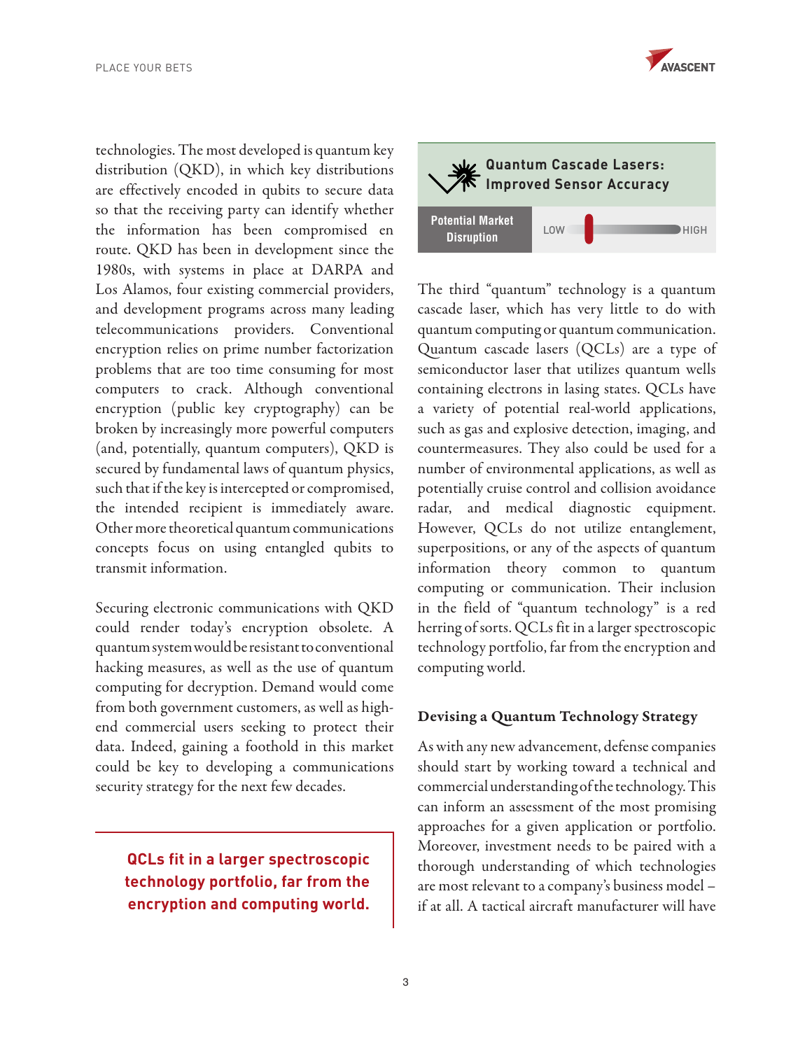technologies. The most developed is quantum key distribution (QKD), in which key distributions are effectively encoded in qubits to secure data so that the receiving party can identify whether the information has been compromised en route. QKD has been in development since the 1980s, with systems in place at DARPA and Los Alamos, four existing commercial providers, and development programs across many leading telecommunications providers. Conventional encryption relies on prime number factorization problems that are too time consuming for most computers to crack. Although conventional encryption (public key cryptography) can be broken by increasingly more powerful computers (and, potentially, quantum computers), QKD is secured by fundamental laws of quantum physics, such that if the key is intercepted or compromised, the intended recipient is immediately aware. Other more theoretical quantum communications concepts focus on using entangled qubits to transmit information.

Securing electronic communications with QKD could render today's encryption obsolete. A quantum system would be resistant to conventional hacking measures, as well as the use of quantum computing for decryption. Demand would come from both government customers, as well as high-end commercial users seeking to protect their data. Indeed, gaining a foothold in this market could be key to developing a communications security strategy for the next few decades.

**QCLs fit in a larger spectroscopic technology portfolio, far from the encryption and computing world.**

**Quantum Cascade Lasers: Improved Sensor Accuracy**

**Potential Market Disruption** — LOW / HIGH

The third "quantum" technology is a quantum cascade laser, which has very little to do with quantum computing or quantum communication. Quantum cascade lasers (QCLs) are a type of semiconductor laser that utilizes quantum wells containing electrons in lasing states. QCLs have a variety of potential real-world applications, such as gas and explosive detection, imaging, and countermeasures. They also could be used for a number of environmental applications, as well as potentially cruise control and collision avoidance radar, and medical diagnostic equipment. However, QCLs do not utilize entanglement, superpositions, or any of the aspects of quantum information theory common to quantum computing or communication. Their inclusion in the field of "quantum technology" is a red herring of sorts. QCLs fit in a larger spectroscopic technology portfolio, far from the encryption and computing world.

### Devising a Quantum Technology Strategy

As with any new advancement, defense companies should start by working toward a technical and commercial understanding of the technology. This can inform an assessment of the most promising approaches for a given application or portfolio. Moreover, investment needs to be paired with a thorough understanding of which technologies are most relevant to a company's business model – if at all. A tactical aircraft manufacturer will have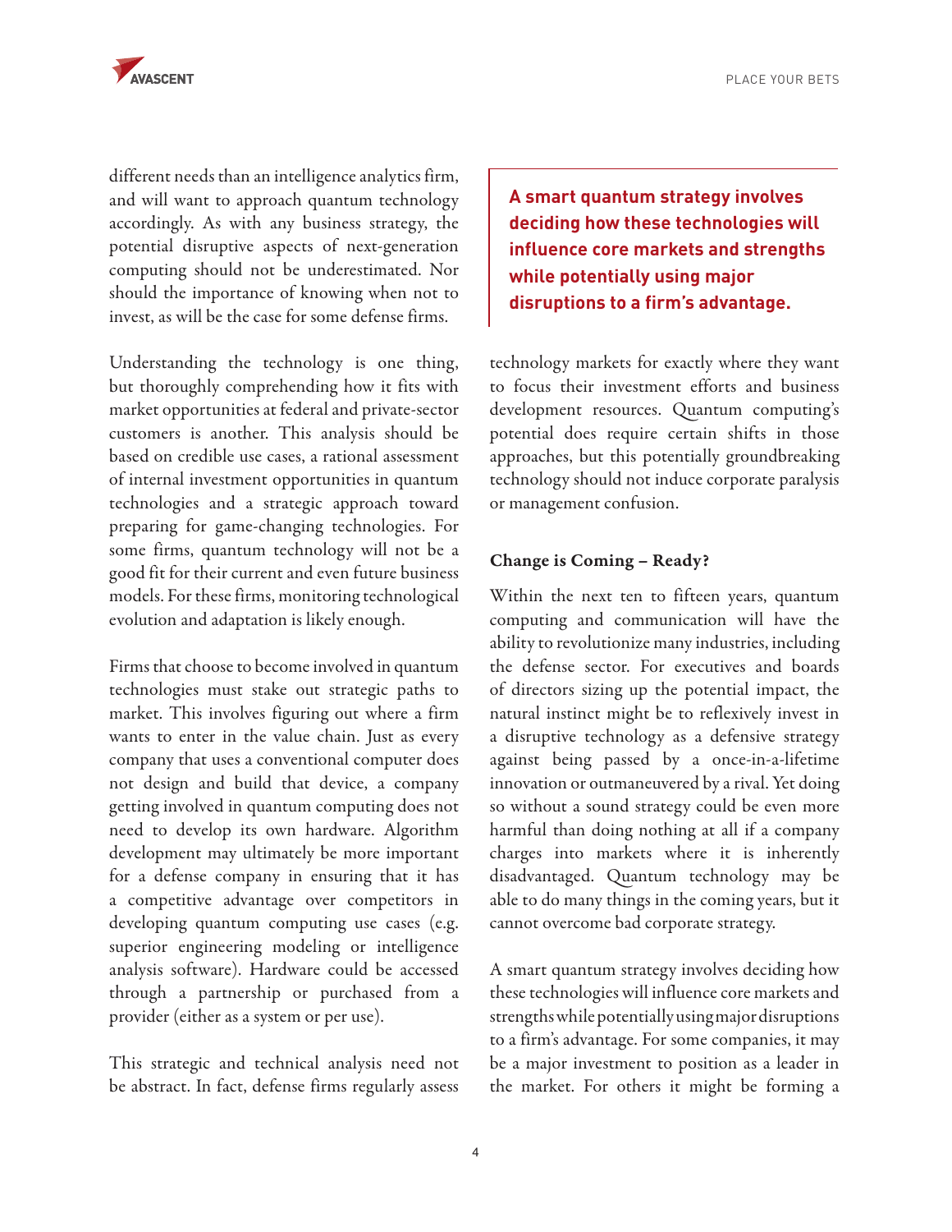different needs than an intelligence analytics firm, and will want to approach quantum technology accordingly. As with any business strategy, the potential disruptive aspects of next-generation computing should not be underestimated. Nor should the importance of knowing when not to invest, as will be the case for some defense firms.

Understanding the technology is one thing, but thoroughly comprehending how it fits with market opportunities at federal and private-sector customers is another. This analysis should be based on credible use cases, a rational assessment of internal investment opportunities in quantum technologies and a strategic approach toward preparing for game-changing technologies. For some firms, quantum technology will not be a good fit for their current and even future business models. For these firms, monitoring technological evolution and adaptation is likely enough.

Firms that choose to become involved in quantum technologies must stake out strategic paths to market. This involves figuring out where a firm wants to enter in the value chain. Just as every company that uses a conventional computer does not design and build that device, a company getting involved in quantum computing does not need to develop its own hardware. Algorithm development may ultimately be more important for a defense company in ensuring that it has a competitive advantage over competitors in developing quantum computing use cases (e.g. superior engineering modeling or intelligence analysis software). Hardware could be accessed through a partnership or purchased from a provider (either as a system or per use).

This strategic and technical analysis need not be abstract. In fact, defense firms regularly assess technology markets for exactly where they want to focus their investment efforts and business development resources. Quantum computing's potential does require certain shifts in those approaches, but this potentially groundbreaking technology should not induce corporate paralysis or management confusion.

> **A smart quantum strategy involves deciding how these technologies will influence core markets and strengths while potentially using major disruptions to a firm's advantage.**

### Change is Coming – Ready?

Within the next ten to fifteen years, quantum computing and communication will have the ability to revolutionize many industries, including the defense sector. For executives and boards of directors sizing up the potential impact, the natural instinct might be to reflexively invest in a disruptive technology as a defensive strategy against being passed by a once-in-a-lifetime innovation or outmaneuvered by a rival. Yet doing so without a sound strategy could be even more harmful than doing nothing at all if a company charges into markets where it is inherently disadvantaged. Quantum technology may be able to do many things in the coming years, but it cannot overcome bad corporate strategy.

A smart quantum strategy involves deciding how these technologies will influence core markets and strengths while potentially using major disruptions to a firm's advantage. For some companies, it may be a major investment to position as a leader in the market. For others it might be forming a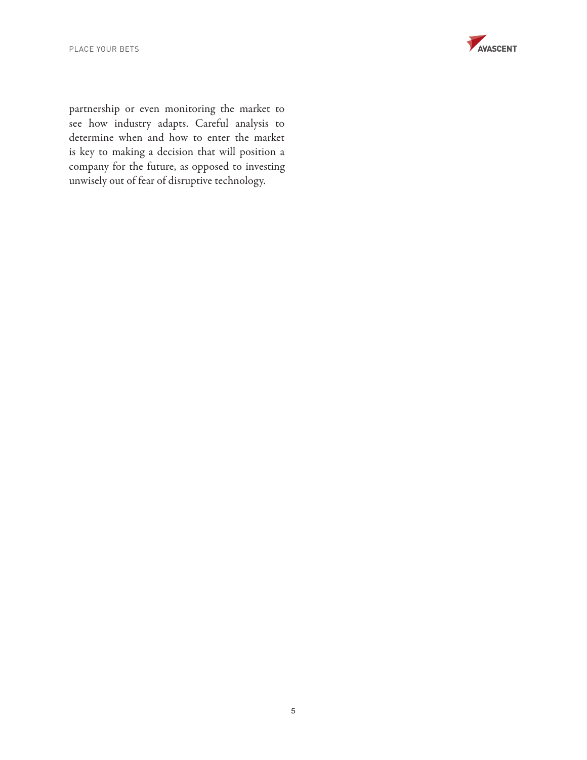partnership or even monitoring the market to see how industry adapts. Careful analysis to determine when and how to enter the market is key to making a decision that will position a company for the future, as opposed to investing unwisely out of fear of disruptive technology.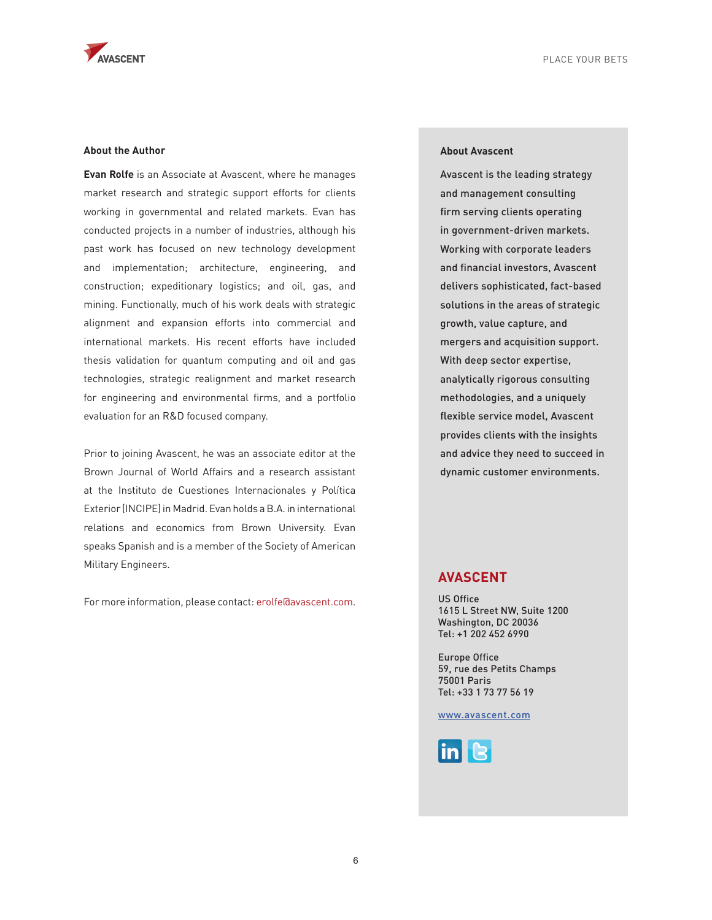## About the Author

**Evan Rolfe** is an Associate at Avascent, where he manages market research and strategic support efforts for clients working in governmental and related markets. Evan has conducted projects in a number of industries, although his past work has focused on new technology development and implementation; architecture, engineering, and construction; expeditionary logistics; and oil, gas, and mining. Functionally, much of his work deals with strategic alignment and expansion efforts into commercial and international markets. His recent efforts have included thesis validation for quantum computing and oil and gas technologies, strategic realignment and market research for engineering and environmental firms, and a portfolio evaluation for an R&D focused company.

Prior to joining Avascent, he was an associate editor at the Brown Journal of World Affairs and a research assistant at the Instituto de Cuestiones Internacionales y Política Exterior (INCIPE) in Madrid. Evan holds a B.A. in international relations and economics from Brown University. Evan speaks Spanish and is a member of the Society of American Military Engineers.

For more information, please contact: erolfe@avascent.com.

## About Avascent

Avascent is the leading strategy and management consulting firm serving clients operating in government-driven markets. Working with corporate leaders and financial investors, Avascent delivers sophisticated, fact-based solutions in the areas of strategic growth, value capture, and mergers and acquisition support. With deep sector expertise, analytically rigorous consulting methodologies, and a uniquely flexible service model, Avascent provides clients with the insights and advice they need to succeed in dynamic customer environments.

**AVASCENT**

US Office
1615 L Street NW, Suite 1200
Washington, DC 20036
Tel: +1 202 452 6990

Europe Office
59, rue des Petits Champs
75001 Paris
Tel: +33 1 73 77 56 19

www.avascent.com